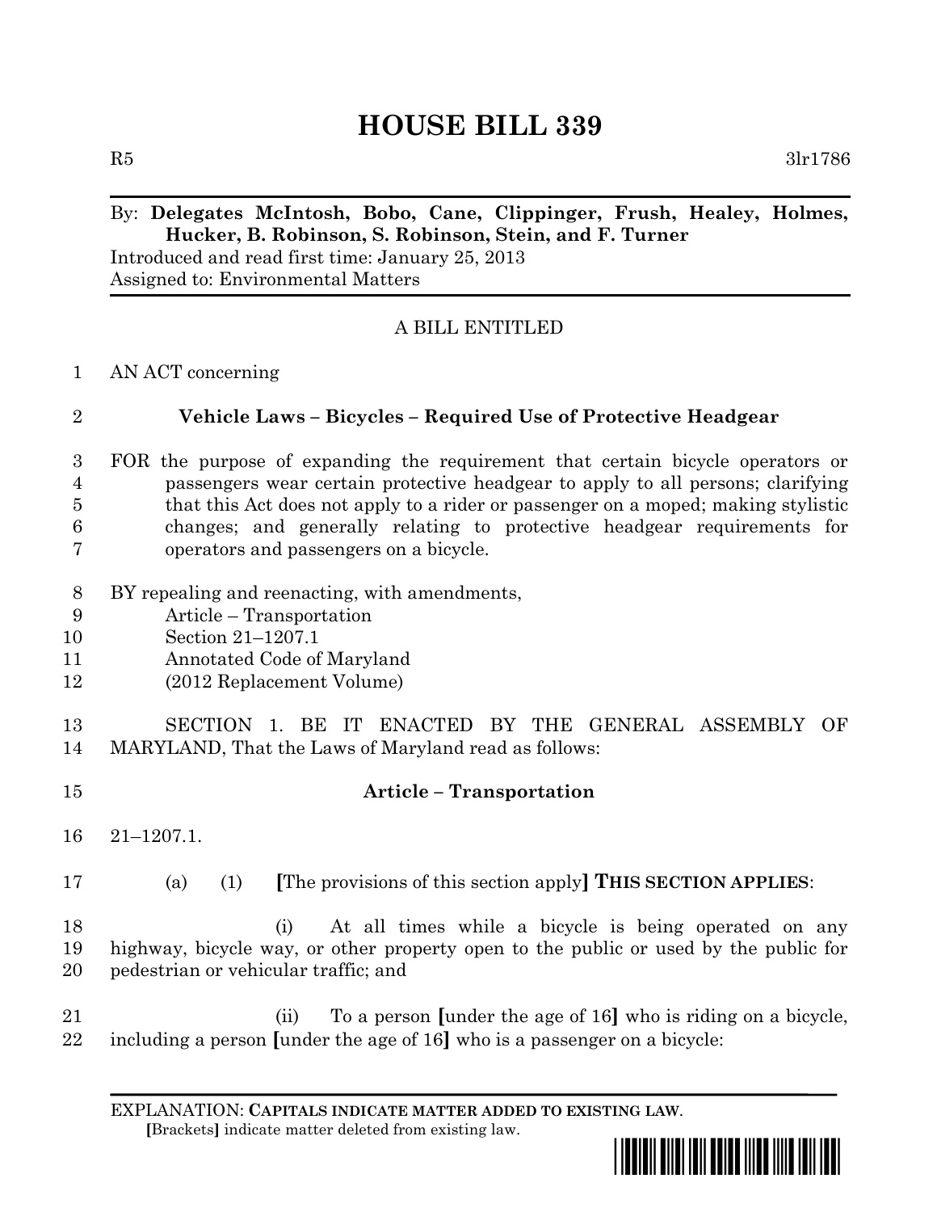# HOUSE BILL 339

R5 3lr1786

By: **Delegates McIntosh, Bobo, Cane, Clippinger, Frush, Healey, Holmes, Hucker, B. Robinson, S. Robinson, Stein, and F. Turner**
Introduced and read first time: January 25, 2013
Assigned to: Environmental Matters

A BILL ENTITLED

1 AN ACT concerning

2 **Vehicle Laws – Bicycles – Required Use of Protective Headgear**

3 FOR the purpose of expanding the requirement that certain bicycle operators or
4 passengers wear certain protective headgear to apply to all persons; clarifying
5 that this Act does not apply to a rider or passenger on a moped; making stylistic
6 changes; and generally relating to protective headgear requirements for
7 operators and passengers on a bicycle.

8 BY repealing and reenacting, with amendments,
9 Article – Transportation
10 Section 21–1207.1
11 Annotated Code of Maryland
12 (2012 Replacement Volume)

13 SECTION 1. BE IT ENACTED BY THE GENERAL ASSEMBLY OF
14 MARYLAND, That the Laws of Maryland read as follows:

15 **Article – Transportation**

16 21–1207.1.

17 (a) (1) **[**The provisions of this section apply**]** **THIS SECTION APPLIES**:

18 (i) At all times while a bicycle is being operated on any
19 highway, bicycle way, or other property open to the public or used by the public for
20 pedestrian or vehicular traffic; and

21 (ii) To a person **[**under the age of 16**]** who is riding on a bicycle,
22 including a person **[**under the age of 16**]** who is a passenger on a bicycle:

EXPLANATION: **CAPITALS INDICATE MATTER ADDED TO EXISTING LAW.**
**[**Brackets**]** indicate matter deleted from existing law.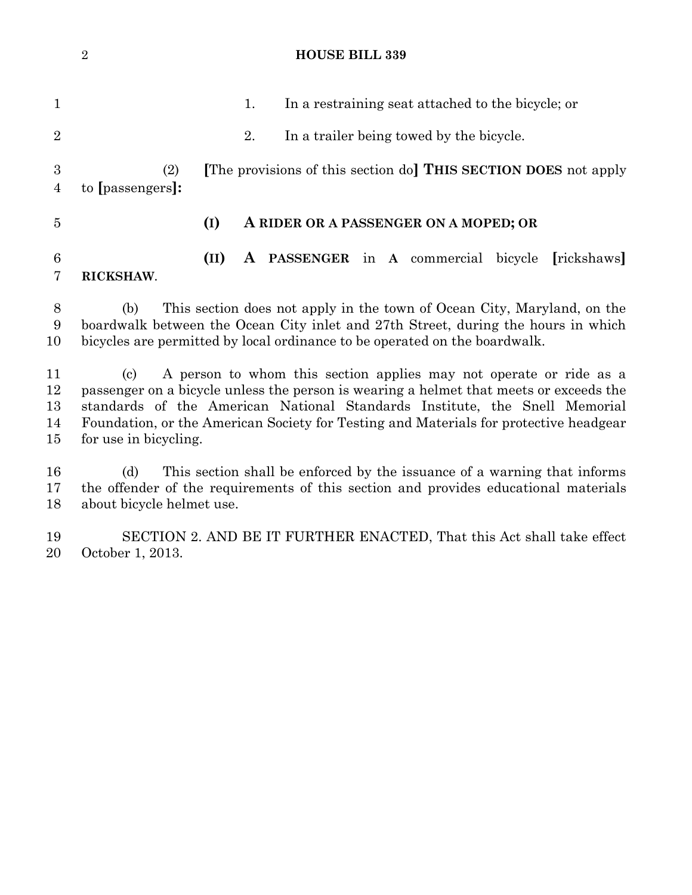1. In a restraining seat attached to the bicycle; or

2. In a trailer being towed by the bicycle.

(2) [The provisions of this section do] **THIS SECTION DOES** not apply to [passengers]**:**

**(I) A RIDER OR A PASSENGER ON A MOPED; OR**

**(II) A PASSENGER** in **A** commercial bicycle [rickshaws] **RICKSHAW**.

(b) This section does not apply in the town of Ocean City, Maryland, on the boardwalk between the Ocean City inlet and 27th Street, during the hours in which bicycles are permitted by local ordinance to be operated on the boardwalk.

(c) A person to whom this section applies may not operate or ride as a passenger on a bicycle unless the person is wearing a helmet that meets or exceeds the standards of the American National Standards Institute, the Snell Memorial Foundation, or the American Society for Testing and Materials for protective headgear for use in bicycling.

(d) This section shall be enforced by the issuance of a warning that informs the offender of the requirements of this section and provides educational materials about bicycle helmet use.

SECTION 2. AND BE IT FURTHER ENACTED, That this Act shall take effect October 1, 2013.